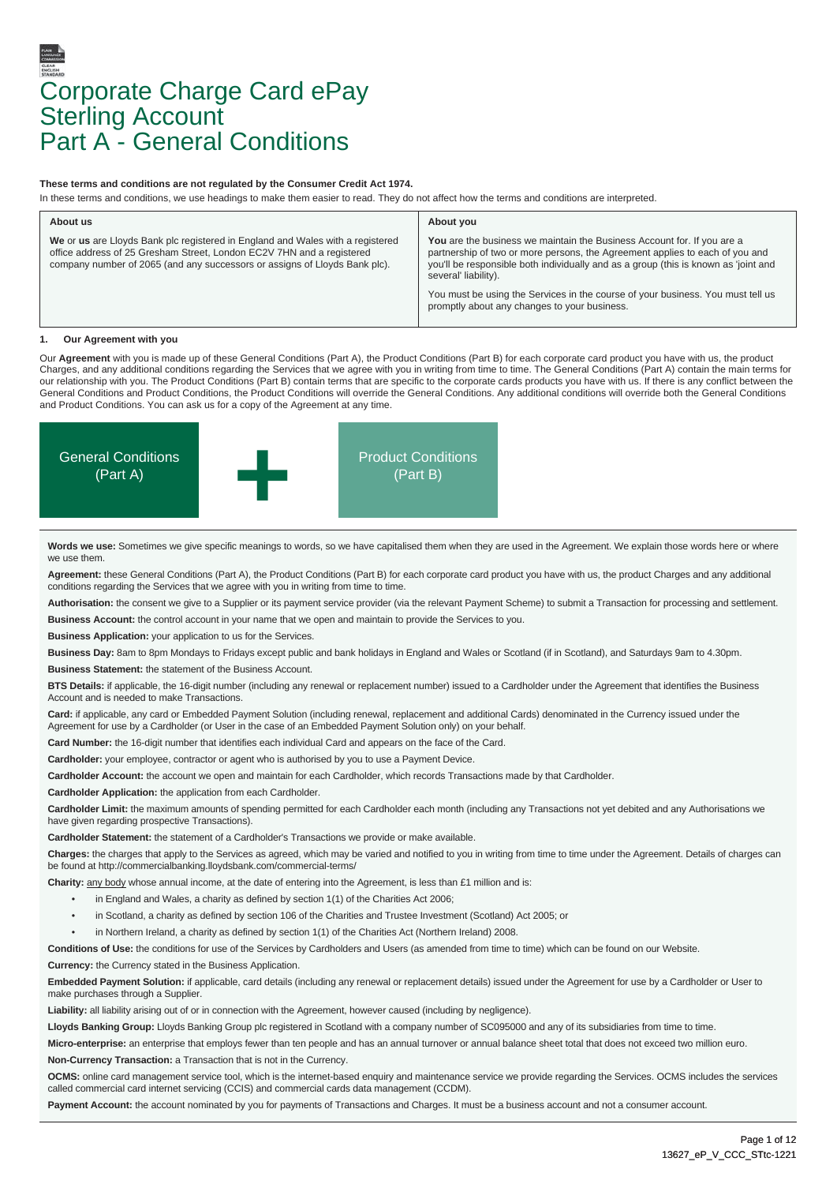# Corporate Charge Card ePay Sterling Account
# Part A - General Conditions

**These terms and conditions are not regulated by the Consumer Credit Act 1974.**

In these terms and conditions, we use headings to make them easier to read. They do not affect how the terms and conditions are interpreted.

| About us | About you |
|---|---|
| **We** or **us** are Lloyds Bank plc registered in England and Wales with a registered office address of 25 Gresham Street, London EC2V 7HN and a registered company number of 2065 (and any successors or assigns of Lloyds Bank plc). | **You** are the business we maintain the Business Account for. If you are a partnership of two or more persons, the Agreement applies to each of you and you'll be responsible both individually and as a group (this is known as 'joint and several' liability). You must be using the Services in the course of your business. You must tell us promptly about any changes to your business. |

## 1. Our Agreement with you

Our **Agreement** with you is made up of these General Conditions (Part A), the Product Conditions (Part B) for each corporate card product you have with us, the product Charges, and any additional conditions regarding the Services that we agree with you in writing from time to time. The General Conditions (Part A) contain the main terms for our relationship with you. The Product Conditions (Part B) contain terms that are specific to the corporate cards products you have with us. If there is any conflict between the General Conditions and Product Conditions, the Product Conditions will override the General Conditions. Any additional conditions will override both the General Conditions and Product Conditions. You can ask us for a copy of the Agreement at any time.

General Conditions (Part A) + Product Conditions (Part B)

**Words we use:** Sometimes we give specific meanings to words, so we have capitalised them when they are used in the Agreement. We explain those words here or where we use them.

**Agreement:** these General Conditions (Part A), the Product Conditions (Part B) for each corporate card product you have with us, the product Charges and any additional conditions regarding the Services that we agree with you in writing from time to time.

**Authorisation:** the consent we give to a Supplier or its payment service provider (via the relevant Payment Scheme) to submit a Transaction for processing and settlement.

**Business Account:** the control account in your name that we open and maintain to provide the Services to you.

**Business Application:** your application to us for the Services.

**Business Day:** 8am to 8pm Mondays to Fridays except public and bank holidays in England and Wales or Scotland (if in Scotland), and Saturdays 9am to 4.30pm.

**Business Statement:** the statement of the Business Account.

**BTS Details:** if applicable, the 16-digit number (including any renewal or replacement number) issued to a Cardholder under the Agreement that identifies the Business Account and is needed to make Transactions.

**Card:** if applicable, any card or Embedded Payment Solution (including renewal, replacement and additional Cards) denominated in the Currency issued under the Agreement for use by a Cardholder (or User in the case of an Embedded Payment Solution only) on your behalf.

**Card Number:** the 16-digit number that identifies each individual Card and appears on the face of the Card.

**Cardholder:** your employee, contractor or agent who is authorised by you to use a Payment Device.

**Cardholder Account:** the account we open and maintain for each Cardholder, which records Transactions made by that Cardholder.

**Cardholder Application:** the application from each Cardholder.

**Cardholder Limit:** the maximum amounts of spending permitted for each Cardholder each month (including any Transactions not yet debited and any Authorisations we have given regarding prospective Transactions).

**Cardholder Statement:** the statement of a Cardholder's Transactions we provide or make available.

**Charges:** the charges that apply to the Services as agreed, which may be varied and notified to you in writing from time to time under the Agreement. Details of charges can be found at http://commercialbanking.lloydsbank.com/commercial-terms/

**Charity:** any body whose annual income, at the date of entering into the Agreement, is less than £1 million and is:

- in England and Wales, a charity as defined by section 1(1) of the Charities Act 2006;
- in Scotland, a charity as defined by section 106 of the Charities and Trustee Investment (Scotland) Act 2005; or
- in Northern Ireland, a charity as defined by section 1(1) of the Charities Act (Northern Ireland) 2008.

**Conditions of Use:** the conditions for use of the Services by Cardholders and Users (as amended from time to time) which can be found on our Website.

**Currency:** the Currency stated in the Business Application.

**Embedded Payment Solution:** if applicable, card details (including any renewal or replacement details) issued under the Agreement for use by a Cardholder or User to make purchases through a Supplier.

**Liability:** all liability arising out of or in connection with the Agreement, however caused (including by negligence).

**Lloyds Banking Group:** Lloyds Banking Group plc registered in Scotland with a company number of SC095000 and any of its subsidiaries from time to time.

**Micro-enterprise:** an enterprise that employs fewer than ten people and has an annual turnover or annual balance sheet total that does not exceed two million euro.

**Non-Currency Transaction:** a Transaction that is not in the Currency.

**OCMS:** online card management service tool, which is the internet-based enquiry and maintenance service we provide regarding the Services. OCMS includes the services called commercial card internet servicing (CCIS) and commercial cards data management (CCDM).

**Payment Account:** the account nominated by you for payments of Transactions and Charges. It must be a business account and not a consumer account.

13627_eP_V_CCC_STtc-1221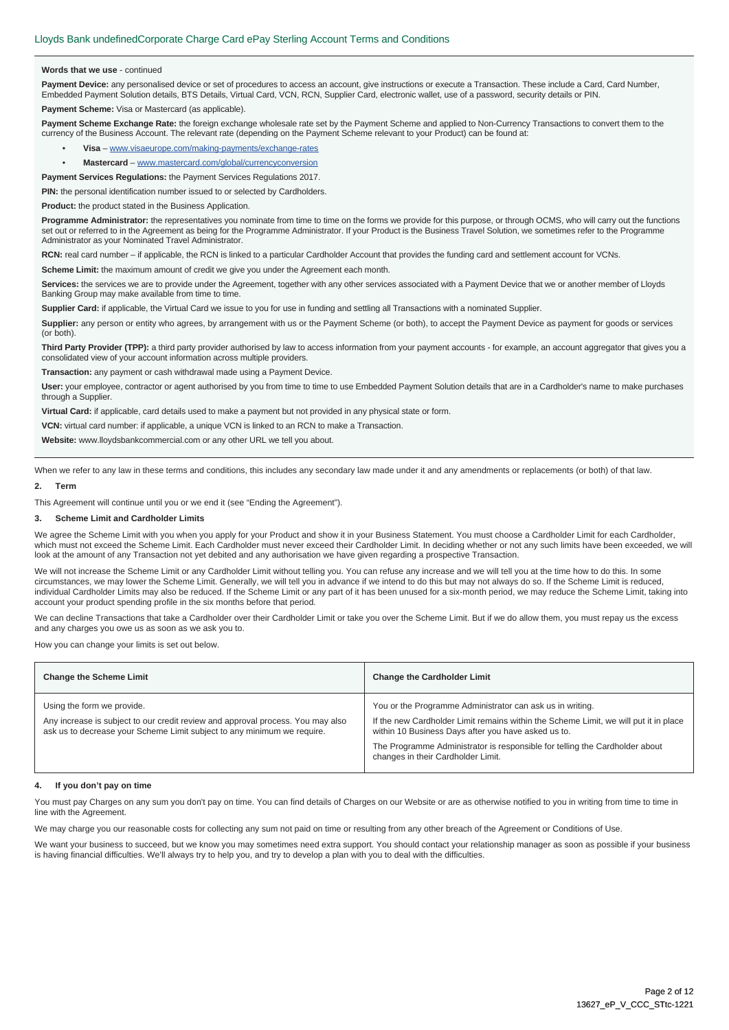**Words that we use** - continued

**Payment Device:** any personalised device or set of procedures to access an account, give instructions or execute a Transaction. These include a Card, Card Number, Embedded Payment Solution details, BTS Details, Virtual Card, VCN, RCN, Supplier Card, electronic wallet, use of a password, security details or PIN.

**Payment Scheme:** Visa or Mastercard (as applicable).

**Payment Scheme Exchange Rate:** the foreign exchange wholesale rate set by the Payment Scheme and applied to Non-Currency Transactions to convert them to the currency of the Business Account. The relevant rate (depending on the Payment Scheme relevant to your Product) can be found at:

- **Visa** – www.visaeurope.com/making-payments/exchange-rates
- **Mastercard** – www.mastercard.com/global/currencyconversion

**Payment Services Regulations:** the Payment Services Regulations 2017.

**PIN:** the personal identification number issued to or selected by Cardholders.

**Product:** the product stated in the Business Application.

**Programme Administrator:** the representatives you nominate from time to time on the forms we provide for this purpose, or through OCMS, who will carry out the functions set out or referred to in the Agreement as being for the Programme Administrator. If your Product is the Business Travel Solution, we sometimes refer to the Programme Administrator as your Nominated Travel Administrator.

**RCN:** real card number – if applicable, the RCN is linked to a particular Cardholder Account that provides the funding card and settlement account for VCNs.

**Scheme Limit:** the maximum amount of credit we give you under the Agreement each month.

**Services:** the services we are to provide under the Agreement, together with any other services associated with a Payment Device that we or another member of Lloyds Banking Group may make available from time to time.

**Supplier Card:** if applicable, the Virtual Card we issue to you for use in funding and settling all Transactions with a nominated Supplier.

**Supplier:** any person or entity who agrees, by arrangement with us or the Payment Scheme (or both), to accept the Payment Device as payment for goods or services (or both).

**Third Party Provider (TPP):** a third party provider authorised by law to access information from your payment accounts - for example, an account aggregator that gives you a consolidated view of your account information across multiple providers.

**Transaction:** any payment or cash withdrawal made using a Payment Device.

**User:** your employee, contractor or agent authorised by you from time to time to use Embedded Payment Solution details that are in a Cardholder's name to make purchases through a Supplier.

**Virtual Card:** if applicable, card details used to make a payment but not provided in any physical state or form.

**VCN:** virtual card number: if applicable, a unique VCN is linked to an RCN to make a Transaction.

**Website:** www.lloydsbankcommercial.com or any other URL we tell you about.

When we refer to any law in these terms and conditions, this includes any secondary law made under it and any amendments or replacements (or both) of that law.

## 2. Term

This Agreement will continue until you or we end it (see "Ending the Agreement").

## 3. Scheme Limit and Cardholder Limits

We agree the Scheme Limit with you when you apply for your Product and show it in your Business Statement. You must choose a Cardholder Limit for each Cardholder, which must not exceed the Scheme Limit. Each Cardholder must never exceed their Cardholder Limit. In deciding whether or not any such limits have been exceeded, we will look at the amount of any Transaction not yet debited and any authorisation we have given regarding a prospective Transaction.

We will not increase the Scheme Limit or any Cardholder Limit without telling you. You can refuse any increase and we will tell you at the time how to do this. In some circumstances, we may lower the Scheme Limit. Generally, we will tell you in advance if we intend to do this but may not always do so. If the Scheme Limit is reduced, individual Cardholder Limits may also be reduced. If the Scheme Limit or any part of it has been unused for a six-month period, we may reduce the Scheme Limit, taking into account your product spending profile in the six months before that period.

We can decline Transactions that take a Cardholder over their Cardholder Limit or take you over the Scheme Limit. But if we do allow them, you must repay us the excess and any charges you owe us as soon as we ask you to.

How you can change your limits is set out below.

| Change the Scheme Limit | Change the Cardholder Limit |
|---|---|
| Using the form we provide.<br><br>Any increase is subject to our credit review and approval process. You may also ask us to decrease your Scheme Limit subject to any minimum we require. | You or the Programme Administrator can ask us in writing.<br><br>If the new Cardholder Limit remains within the Scheme Limit, we will put it in place within 10 Business Days after you have asked us to.<br><br>The Programme Administrator is responsible for telling the Cardholder about changes in their Cardholder Limit. |

## 4. If you don't pay on time

You must pay Charges on any sum you don't pay on time. You can find details of Charges on our Website or are as otherwise notified to you in writing from time to time in line with the Agreement.

We may charge you our reasonable costs for collecting any sum not paid on time or resulting from any other breach of the Agreement or Conditions of Use.

We want your business to succeed, but we know you may sometimes need extra support. You should contact your relationship manager as soon as possible if your business is having financial difficulties. We'll always try to help you, and try to develop a plan with you to deal with the difficulties.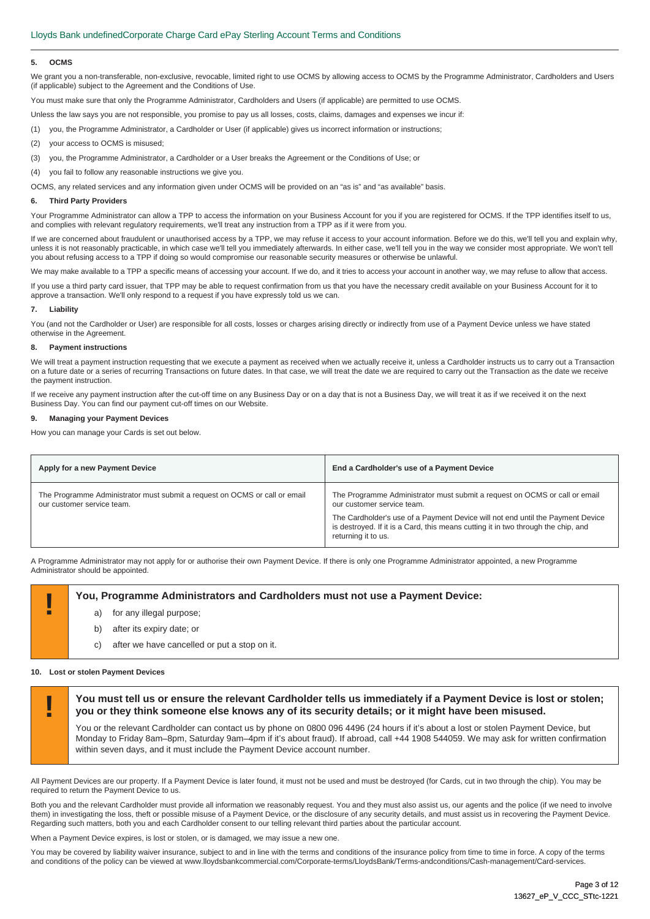## 5. OCMS

We grant you a non-transferable, non-exclusive, revocable, limited right to use OCMS by allowing access to OCMS by the Programme Administrator, Cardholders and Users (if applicable) subject to the Agreement and the Conditions of Use.

You must make sure that only the Programme Administrator, Cardholders and Users (if applicable) are permitted to use OCMS.

Unless the law says you are not responsible, you promise to pay us all losses, costs, claims, damages and expenses we incur if:

(1) you, the Programme Administrator, a Cardholder or User (if applicable) gives us incorrect information or instructions;

(2) your access to OCMS is misused;

(3) you, the Programme Administrator, a Cardholder or a User breaks the Agreement or the Conditions of Use; or

(4) you fail to follow any reasonable instructions we give you.

OCMS, any related services and any information given under OCMS will be provided on an "as is" and "as available" basis.

## 6. Third Party Providers

Your Programme Administrator can allow a TPP to access the information on your Business Account for you if you are registered for OCMS. If the TPP identifies itself to us, and complies with relevant regulatory requirements, we'll treat any instruction from a TPP as if it were from you.

If we are concerned about fraudulent or unauthorised access by a TPP, we may refuse it access to your account information. Before we do this, we'll tell you and explain why, unless it is not reasonably practicable, in which case we'll tell you immediately afterwards. In either case, we'll tell you in the way we consider most appropriate. We won't tell you about refusing access to a TPP if doing so would compromise our reasonable security measures or otherwise be unlawful.

We may make available to a TPP a specific means of accessing your account. If we do, and it tries to access your account in another way, we may refuse to allow that access.

If you use a third party card issuer, that TPP may be able to request confirmation from us that you have the necessary credit available on your Business Account for it to approve a transaction. We'll only respond to a request if you have expressly told us we can.

## 7. Liability

You (and not the Cardholder or User) are responsible for all costs, losses or charges arising directly or indirectly from use of a Payment Device unless we have stated otherwise in the Agreement.

## 8. Payment instructions

We will treat a payment instruction requesting that we execute a payment as received when we actually receive it, unless a Cardholder instructs us to carry out a Transaction on a future date or a series of recurring Transactions on future dates. In that case, we will treat the date we are required to carry out the Transaction as the date we receive the payment instruction.

If we receive any payment instruction after the cut-off time on any Business Day or on a day that is not a Business Day, we will treat it as if we received it on the next Business Day. You can find our payment cut-off times on our Website.

## 9. Managing your Payment Devices

How you can manage your Cards is set out below.

| Apply for a new Payment Device | End a Cardholder's use of a Payment Device |
|---|---|
| The Programme Administrator must submit a request on OCMS or call or email our customer service team. | The Programme Administrator must submit a request on OCMS or call or email our customer service team.<br><br>The Cardholder's use of a Payment Device will not end until the Payment Device is destroyed. If it is a Card, this means cutting it in two through the chip, and returning it to us. |

A Programme Administrator may not apply for or authorise their own Payment Device. If there is only one Programme Administrator appointed, a new Programme Administrator should be appointed.

**! You, Programme Administrators and Cardholders must not use a Payment Device:**

a) for any illegal purpose;

b) after its expiry date; or

c) after we have cancelled or put a stop on it.

## 10. Lost or stolen Payment Devices

**! You must tell us or ensure the relevant Cardholder tells us immediately if a Payment Device is lost or stolen; you or they think someone else knows any of its security details; or it might have been misused.**

You or the relevant Cardholder can contact us by phone on 0800 096 4496 (24 hours if it's about a lost or stolen Payment Device, but Monday to Friday 8am–8pm, Saturday 9am–4pm if it's about fraud). If abroad, call +44 1908 544059. We may ask for written confirmation within seven days, and it must include the Payment Device account number.

All Payment Devices are our property. If a Payment Device is later found, it must not be used and must be destroyed (for Cards, cut in two through the chip). You may be required to return the Payment Device to us.

Both you and the relevant Cardholder must provide all information we reasonably request. You and they must also assist us, our agents and the police (if we need to involve them) in investigating the loss, theft or possible misuse of a Payment Device, or the disclosure of any security details, and must assist us in recovering the Payment Device. Regarding such matters, both you and each Cardholder consent to our telling relevant third parties about the particular account.

When a Payment Device expires, is lost or stolen, or is damaged, we may issue a new one.

You may be covered by liability waiver insurance, subject to and in line with the terms and conditions of the insurance policy from time to time in force. A copy of the terms and conditions of the policy can be viewed at www.lloydsbankcommercial.com/Corporate-terms/LloydsBank/Terms-andconditions/Cash-management/Card-services.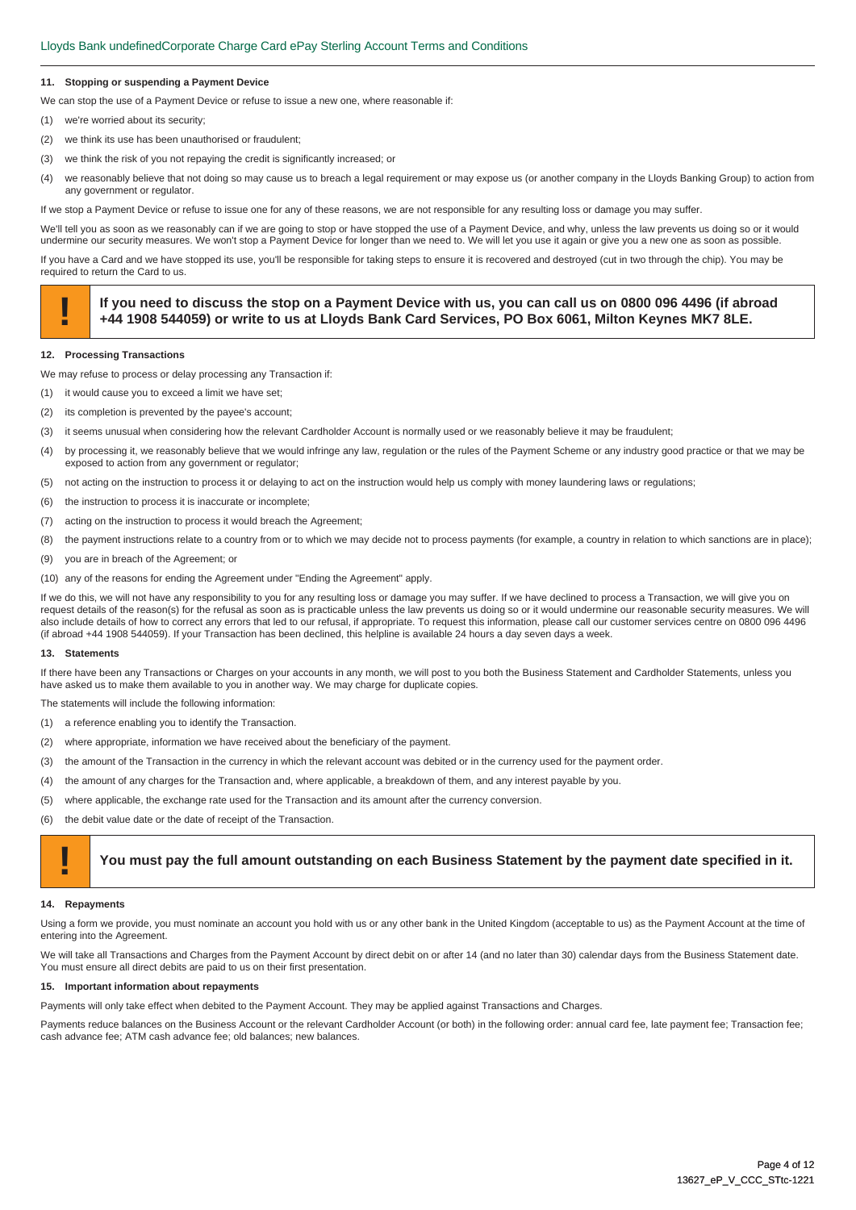## 11. Stopping or suspending a Payment Device

We can stop the use of a Payment Device or refuse to issue a new one, where reasonable if:

(1) we're worried about its security;

(2) we think its use has been unauthorised or fraudulent;

(3) we think the risk of you not repaying the credit is significantly increased; or

(4) we reasonably believe that not doing so may cause us to breach a legal requirement or may expose us (or another company in the Lloyds Banking Group) to action from any government or regulator.

If we stop a Payment Device or refuse to issue one for any of these reasons, we are not responsible for any resulting loss or damage you may suffer.

We'll tell you as soon as we reasonably can if we are going to stop or have stopped the use of a Payment Device, and why, unless the law prevents us doing so or it would undermine our security measures. We won't stop a Payment Device for longer than we need to. We will let you use it again or give you a new one as soon as possible.

If you have a Card and we have stopped its use, you'll be responsible for taking steps to ensure it is recovered and destroyed (cut in two through the chip). You may be required to return the Card to us.

> **!** **If you need to discuss the stop on a Payment Device with us, you can call us on 0800 096 4496 (if abroad +44 1908 544059) or write to us at Lloyds Bank Card Services, PO Box 6061, Milton Keynes MK7 8LE.**

## 12. Processing Transactions

We may refuse to process or delay processing any Transaction if:

(1) it would cause you to exceed a limit we have set;

(2) its completion is prevented by the payee's account;

(3) it seems unusual when considering how the relevant Cardholder Account is normally used or we reasonably believe it may be fraudulent;

(4) by processing it, we reasonably believe that we would infringe any law, regulation or the rules of the Payment Scheme or any industry good practice or that we may be exposed to action from any government or regulator;

(5) not acting on the instruction to process it or delaying to act on the instruction would help us comply with money laundering laws or regulations;

(6) the instruction to process it is inaccurate or incomplete;

(7) acting on the instruction to process it would breach the Agreement;

(8) the payment instructions relate to a country from or to which we may decide not to process payments (for example, a country in relation to which sanctions are in place);

(9) you are in breach of the Agreement; or

(10) any of the reasons for ending the Agreement under "Ending the Agreement" apply.

If we do this, we will not have any responsibility to you for any resulting loss or damage you may suffer. If we have declined to process a Transaction, we will give you on request details of the reason(s) for the refusal as soon as is practicable unless the law prevents us doing so or it would undermine our reasonable security measures. We will also include details of how to correct any errors that led to our refusal, if appropriate. To request this information, please call our customer services centre on 0800 096 4496 (if abroad +44 1908 544059). If your Transaction has been declined, this helpline is available 24 hours a day seven days a week.

## 13. Statements

If there have been any Transactions or Charges on your accounts in any month, we will post to you both the Business Statement and Cardholder Statements, unless you have asked us to make them available to you in another way. We may charge for duplicate copies.

The statements will include the following information:

(1) a reference enabling you to identify the Transaction.

(2) where appropriate, information we have received about the beneficiary of the payment.

(3) the amount of the Transaction in the currency in which the relevant account was debited or in the currency used for the payment order.

(4) the amount of any charges for the Transaction and, where applicable, a breakdown of them, and any interest payable by you.

(5) where applicable, the exchange rate used for the Transaction and its amount after the currency conversion.

(6) the debit value date or the date of receipt of the Transaction.

> **!** **You must pay the full amount outstanding on each Business Statement by the payment date specified in it.**

## 14. Repayments

Using a form we provide, you must nominate an account you hold with us or any other bank in the United Kingdom (acceptable to us) as the Payment Account at the time of entering into the Agreement.

We will take all Transactions and Charges from the Payment Account by direct debit on or after 14 (and no later than 30) calendar days from the Business Statement date. You must ensure all direct debits are paid to us on their first presentation.

## 15. Important information about repayments

Payments will only take effect when debited to the Payment Account. They may be applied against Transactions and Charges.

Payments reduce balances on the Business Account or the relevant Cardholder Account (or both) in the following order: annual card fee, late payment fee; Transaction fee; cash advance fee; ATM cash advance fee; old balances; new balances.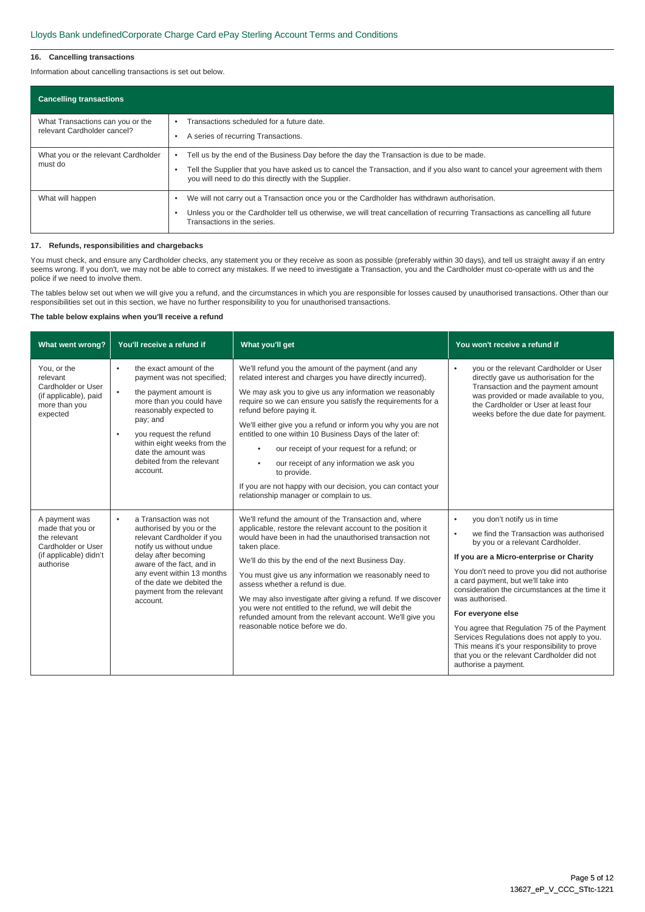### 16. Cancelling transactions

Information about cancelling transactions is set out below.

| Cancelling transactions | |
|---|---|
| What Transactions can you or the relevant Cardholder cancel? | • Transactions scheduled for a future date.<br>• A series of recurring Transactions. |
| What you or the relevant Cardholder must do | • Tell us by the end of the Business Day before the day the Transaction is due to be made.<br>• Tell the Supplier that you have asked us to cancel the Transaction, and if you also want to cancel your agreement with them you will need to do this directly with the Supplier. |
| What will happen | • We will not carry out a Transaction once you or the Cardholder has withdrawn authorisation.<br>• Unless you or the Cardholder tell us otherwise, we will treat cancellation of recurring Transactions as cancelling all future Transactions in the series. |

### 17. Refunds, responsibilities and chargebacks

You must check, and ensure any Cardholder checks, any statement you or they receive as soon as possible (preferably within 30 days), and tell us straight away if an entry seems wrong. If you don't, we may not be able to correct any mistakes. If we need to investigate a Transaction, you and the Cardholder must co-operate with us and the police if we need to involve them.

The tables below set out when we will give you a refund, and the circumstances in which you are responsible for losses caused by unauthorised transactions. Other than our responsibilities set out in this section, we have no further responsibility to you for unauthorised transactions.

**The table below explains when you'll receive a refund**

| What went wrong? | You'll receive a refund if | What you'll get | You won't receive a refund if |
|---|---|---|---|
| You, or the relevant Cardholder or User (if applicable), paid more than you expected | • the exact amount of the payment was not specified;<br>• the payment amount is more than you could have reasonably expected to pay; and<br>• you request the refund within eight weeks from the date the amount was debited from the relevant account. | We'll refund you the amount of the payment (and any related interest and charges you have directly incurred).<br>We may ask you to give us any information we reasonably require so we can ensure you satisfy the requirements for a refund before paying it.<br>We'll either give you a refund or inform you why you are not entitled to one within 10 Business Days of the later of:<br>• our receipt of your request for a refund; or<br>• our receipt of any information we ask you to provide.<br>If you are not happy with our decision, you can contact your relationship manager or complain to us. | • you or the relevant Cardholder or User directly gave us authorisation for the Transaction and the payment amount was provided or made available to you, the Cardholder or User at least four weeks before the due date for payment. |
| A payment was made that you or the relevant Cardholder or User (if applicable) didn't authorise | • a Transaction was not authorised by you or the relevant Cardholder if you notify us without undue delay after becoming aware of the fact, and in any event within 13 months of the date we debited the payment from the relevant account. | We'll refund the amount of the Transaction and, where applicable, restore the relevant account to the position it would have been in had the unauthorised transaction not taken place.<br>We'll do this by the end of the next Business Day.<br>You must give us any information we reasonably need to assess whether a refund is due.<br>We may also investigate after giving a refund. If we discover you were not entitled to the refund, we will debit the refunded amount from the relevant account. We'll give you reasonable notice before we do. | • you don't notify us in time<br>• we find the Transaction was authorised by you or a relevant Cardholder.<br>**If you are a Micro-enterprise or Charity**<br>You don't need to prove you did not authorise a card payment, but we'll take into consideration the circumstances at the time it was authorised.<br>**For everyone else**<br>You agree that Regulation 75 of the Payment Services Regulations does not apply to you. This means it's your responsibility to prove that you or the relevant Cardholder did not authorise a payment. |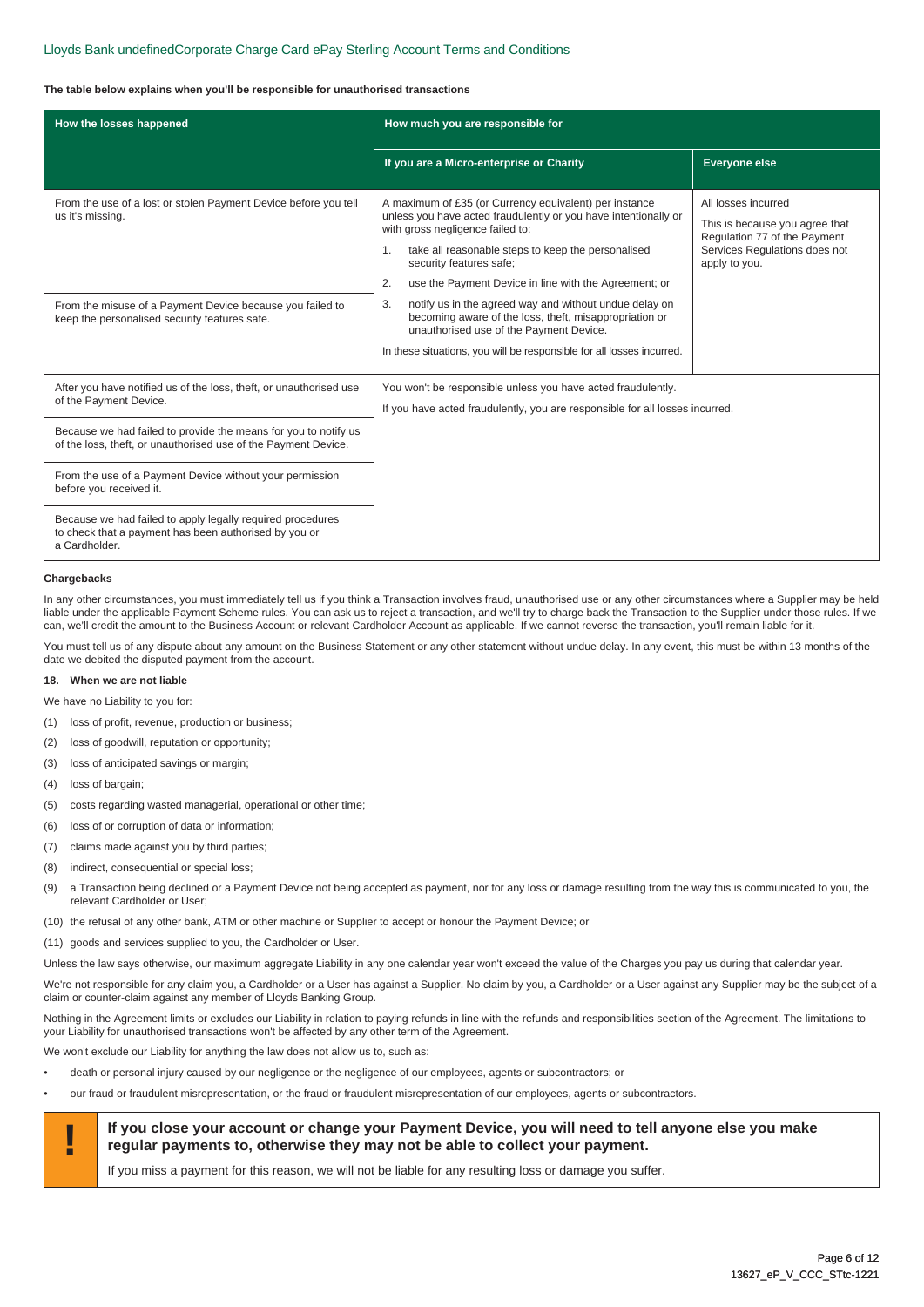**The table below explains when you'll be responsible for unauthorised transactions**

| How the losses happened | How much you are responsible for | |
|---|---|---|
| | **If you are a Micro-enterprise or Charity** | **Everyone else** |
| From the use of a lost or stolen Payment Device before you tell us it's missing.<br><br>From the misuse of a Payment Device because you failed to keep the personalised security features safe. | A maximum of £35 (or Currency equivalent) per instance unless you have acted fraudulently or you have intentionally or with gross negligence failed to:<br>1. take all reasonable steps to keep the personalised security features safe;<br>2. use the Payment Device in line with the Agreement; or<br>3. notify us in the agreed way and without undue delay on becoming aware of the loss, theft, misappropriation or unauthorised use of the Payment Device.<br>In these situations, you will be responsible for all losses incurred. | All losses incurred<br>This is because you agree that Regulation 77 of the Payment Services Regulations does not apply to you. |
| After you have notified us of the loss, theft, or unauthorised use of the Payment Device.<br><br>Because we had failed to provide the means for you to notify us of the loss, theft, or unauthorised use of the Payment Device.<br><br>From the use of a Payment Device without your permission before you received it.<br><br>Because we had failed to apply legally required procedures to check that a payment has been authorised by you or a Cardholder. | You won't be responsible unless you have acted fraudulently.<br>If you have acted fraudulently, you are responsible for all losses incurred. | |

**Chargebacks**

In any other circumstances, you must immediately tell us if you think a Transaction involves fraud, unauthorised use or any other circumstances where a Supplier may be held liable under the applicable Payment Scheme rules. You can ask us to reject a transaction, and we'll try to charge back the Transaction to the Supplier under those rules. If we can, we'll credit the amount to the Business Account or relevant Cardholder Account as applicable. If we cannot reverse the transaction, you'll remain liable for it.

You must tell us of any dispute about any amount on the Business Statement or any other statement without undue delay. In any event, this must be within 13 months of the date we debited the disputed payment from the account.

**18. When we are not liable**

We have no Liability to you for:

(1) loss of profit, revenue, production or business;

(2) loss of goodwill, reputation or opportunity;

(3) loss of anticipated savings or margin;

(4) loss of bargain;

(5) costs regarding wasted managerial, operational or other time;

(6) loss of or corruption of data or information;

(7) claims made against you by third parties;

(8) indirect, consequential or special loss;

(9) a Transaction being declined or a Payment Device not being accepted as payment, nor for any loss or damage resulting from the way this is communicated to you, the relevant Cardholder or User;

(10) the refusal of any other bank, ATM or other machine or Supplier to accept or honour the Payment Device; or

(11) goods and services supplied to you, the Cardholder or User.

Unless the law says otherwise, our maximum aggregate Liability in any one calendar year won't exceed the value of the Charges you pay us during that calendar year.

We're not responsible for any claim you, a Cardholder or a User has against a Supplier. No claim by you, a Cardholder or a User against any Supplier may be the subject of a claim or counter-claim against any member of Lloyds Banking Group.

Nothing in the Agreement limits or excludes our Liability in relation to paying refunds in line with the refunds and responsibilities section of the Agreement. The limitations to your Liability for unauthorised transactions won't be affected by any other term of the Agreement.

We won't exclude our Liability for anything the law does not allow us to, such as:

- death or personal injury caused by our negligence or the negligence of our employees, agents or subcontractors; or
- our fraud or fraudulent misrepresentation, or the fraud or fraudulent misrepresentation of our employees, agents or subcontractors.

**! If you close your account or change your Payment Device, you will need to tell anyone else you make regular payments to, otherwise they may not be able to collect your payment.**

If you miss a payment for this reason, we will not be liable for any resulting loss or damage you suffer.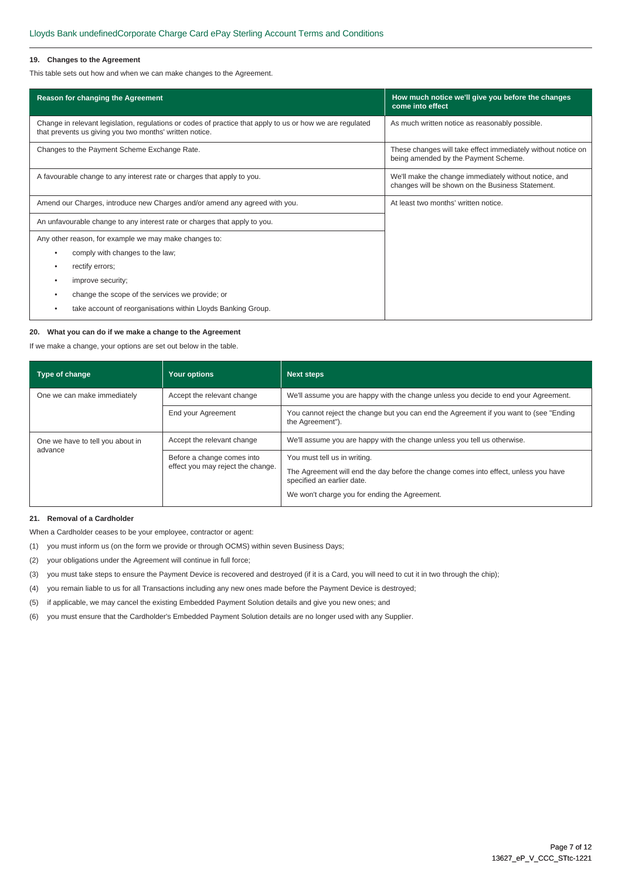### 19. Changes to the Agreement

This table sets out how and when we can make changes to the Agreement.

| Reason for changing the Agreement | How much notice we'll give you before the changes come into effect |
| --- | --- |
| Change in relevant legislation, regulations or codes of practice that apply to us or how we are regulated that prevents us giving you two months' written notice. | As much written notice as reasonably possible. |
| Changes to the Payment Scheme Exchange Rate. | These changes will take effect immediately without notice on being amended by the Payment Scheme. |
| A favourable change to any interest rate or charges that apply to you. | We'll make the change immediately without notice, and changes will be shown on the Business Statement. |
| Amend our Charges, introduce new Charges and/or amend any agreed with you. | At least two months' written notice. |
| An unfavourable change to any interest rate or charges that apply to you. | |
| Any other reason, for example we may make changes to:<br>• comply with changes to the law;<br>• rectify errors;<br>• improve security;<br>• change the scope of the services we provide; or<br>• take account of reorganisations within Lloyds Banking Group. | |

### 20. What you can do if we make a change to the Agreement

If we make a change, your options are set out below in the table.

| Type of change | Your options | Next steps |
| --- | --- | --- |
| One we can make immediately | Accept the relevant change | We'll assume you are happy with the change unless you decide to end your Agreement. |
| | End your Agreement | You cannot reject the change but you can end the Agreement if you want to (see "Ending the Agreement"). |
| One we have to tell you about in advance | Accept the relevant change | We'll assume you are happy with the change unless you tell us otherwise. |
| | Before a change comes into effect you may reject the change. | You must tell us in writing.<br>The Agreement will end the day before the change comes into effect, unless you have specified an earlier date.<br>We won't charge you for ending the Agreement. |

### 21. Removal of a Cardholder

When a Cardholder ceases to be your employee, contractor or agent:

(1) you must inform us (on the form we provide or through OCMS) within seven Business Days;

(2) your obligations under the Agreement will continue in full force;

(3) you must take steps to ensure the Payment Device is recovered and destroyed (if it is a Card, you will need to cut it in two through the chip);

(4) you remain liable to us for all Transactions including any new ones made before the Payment Device is destroyed;

(5) if applicable, we may cancel the existing Embedded Payment Solution details and give you new ones; and

(6) you must ensure that the Cardholder's Embedded Payment Solution details are no longer used with any Supplier.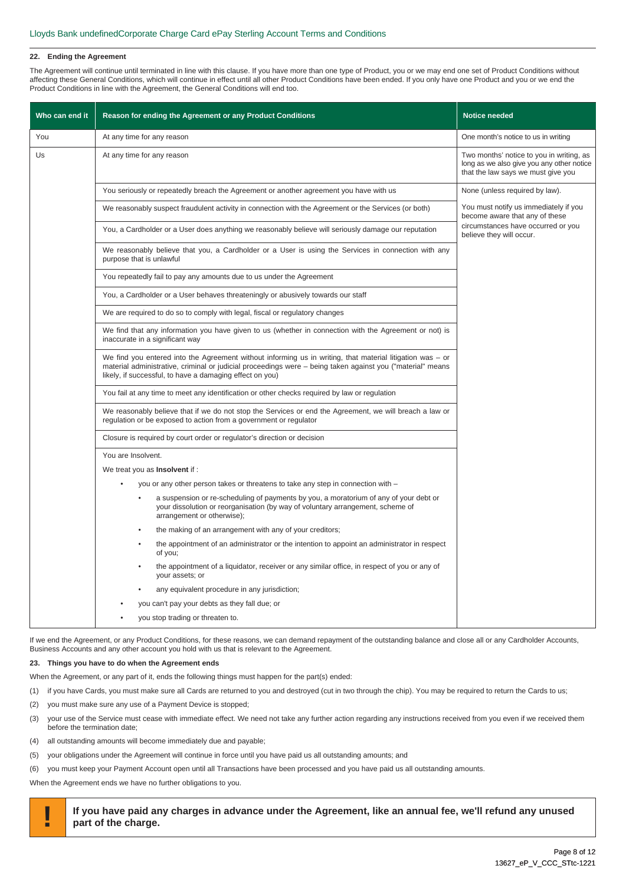### 22. Ending the Agreement

The Agreement will continue until terminated in line with this clause. If you have more than one type of Product, you or we may end one set of Product Conditions without affecting these General Conditions, which will continue in effect until all other Product Conditions have been ended. If you only have one Product and you or we end the Product Conditions in line with the Agreement, the General Conditions will end too.

| Who can end it | Reason for ending the Agreement or any Product Conditions | Notice needed |
|---|---|---|
| You | At any time for any reason | One month's notice to us in writing |
| Us | At any time for any reason | Two months' notice to you in writing, as long as we also give you any other notice that the law says we must give you |
| | You seriously or repeatedly breach the Agreement or another agreement you have with us | None (unless required by law). |
| | We reasonably suspect fraudulent activity in connection with the Agreement or the Services (or both) | You must notify us immediately if you become aware that any of these circumstances have occurred or you believe they will occur. |
| | You, a Cardholder or a User does anything we reasonably believe will seriously damage our reputation | |
| | We reasonably believe that you, a Cardholder or a User is using the Services in connection with any purpose that is unlawful | |
| | You repeatedly fail to pay any amounts due to us under the Agreement | |
| | You, a Cardholder or a User behaves threateningly or abusively towards our staff | |
| | We are required to do so to comply with legal, fiscal or regulatory changes | |
| | We find that any information you have given to us (whether in connection with the Agreement or not) is inaccurate in a significant way | |
| | We find you entered into the Agreement without informing us in writing, that material litigation was – or material administrative, criminal or judicial proceedings were – being taken against you ("material" means likely, if successful, to have a damaging effect on you) | |
| | You fail at any time to meet any identification or other checks required by law or regulation | |
| | We reasonably believe that if we do not stop the Services or end the Agreement, we will breach a law or regulation or be exposed to action from a government or regulator | |
| | Closure is required by court order or regulator's direction or decision | |
| | You are Insolvent. We treat you as **Insolvent** if : <br>• you or any other person takes or threatens to take any step in connection with – <br>&nbsp;&nbsp;• a suspension or re-scheduling of payments by you, a moratorium of any of your debt or your dissolution or reorganisation (by way of voluntary arrangement, scheme of arrangement or otherwise); <br>&nbsp;&nbsp;• the making of an arrangement with any of your creditors; <br>&nbsp;&nbsp;• the appointment of an administrator or the intention to appoint an administrator in respect of you; <br>&nbsp;&nbsp;• the appointment of a liquidator, receiver or any similar office, in respect of you or any of your assets; or <br>&nbsp;&nbsp;• any equivalent procedure in any jurisdiction; <br>• you can't pay your debts as they fall due; or <br>• you stop trading or threaten to. | |

If we end the Agreement, or any Product Conditions, for these reasons, we can demand repayment of the outstanding balance and close all or any Cardholder Accounts, Business Accounts and any other account you hold with us that is relevant to the Agreement.

### 23. Things you have to do when the Agreement ends

When the Agreement, or any part of it, ends the following things must happen for the part(s) ended:

(1) if you have Cards, you must make sure all Cards are returned to you and destroyed (cut in two through the chip). You may be required to return the Cards to us;

(2) you must make sure any use of a Payment Device is stopped;

(3) your use of the Service must cease with immediate effect. We need not take any further action regarding any instructions received from you even if we received them before the termination date;

(4) all outstanding amounts will become immediately due and payable;

(5) your obligations under the Agreement will continue in force until you have paid us all outstanding amounts; and

(6) you must keep your Payment Account open until all Transactions have been processed and you have paid us all outstanding amounts.

When the Agreement ends we have no further obligations to you.

**! If you have paid any charges in advance under the Agreement, like an annual fee, we'll refund any unused part of the charge.**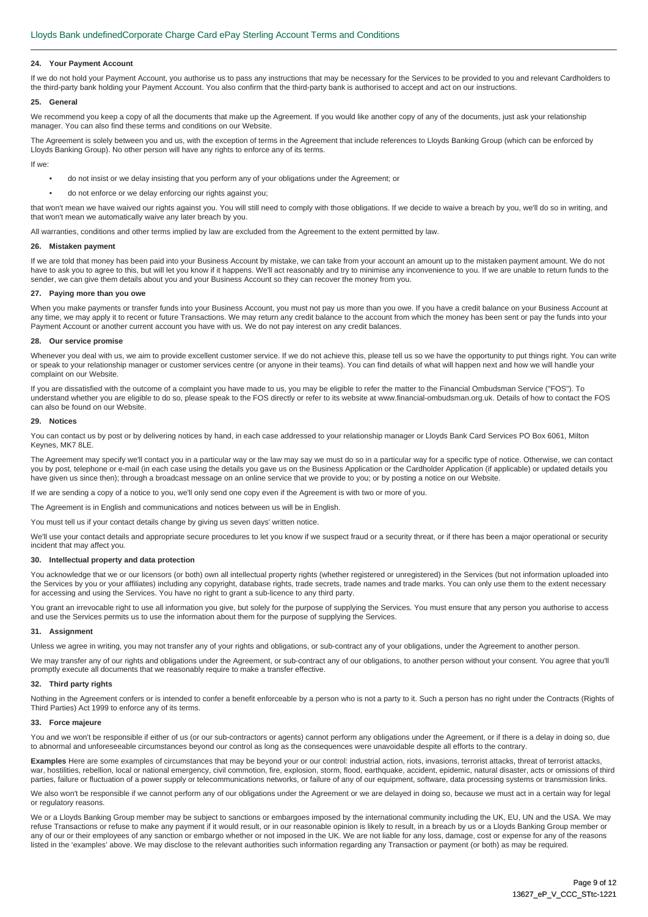## 24. Your Payment Account

If we do not hold your Payment Account, you authorise us to pass any instructions that may be necessary for the Services to be provided to you and relevant Cardholders to the third-party bank holding your Payment Account. You also confirm that the third-party bank is authorised to accept and act on our instructions.

## 25. General

We recommend you keep a copy of all the documents that make up the Agreement. If you would like another copy of any of the documents, just ask your relationship manager. You can also find these terms and conditions on our Website.

The Agreement is solely between you and us, with the exception of terms in the Agreement that include references to Lloyds Banking Group (which can be enforced by Lloyds Banking Group). No other person will have any rights to enforce any of its terms.

If we:

- do not insist or we delay insisting that you perform any of your obligations under the Agreement; or
- do not enforce or we delay enforcing our rights against you;

that won't mean we have waived our rights against you. You will still need to comply with those obligations. If we decide to waive a breach by you, we'll do so in writing, and that won't mean we automatically waive any later breach by you.

All warranties, conditions and other terms implied by law are excluded from the Agreement to the extent permitted by law.

## 26. Mistaken payment

If we are told that money has been paid into your Business Account by mistake, we can take from your account an amount up to the mistaken payment amount. We do not have to ask you to agree to this, but will let you know if it happens. We'll act reasonably and try to minimise any inconvenience to you. If we are unable to return funds to the sender, we can give them details about you and your Business Account so they can recover the money from you.

## 27. Paying more than you owe

When you make payments or transfer funds into your Business Account, you must not pay us more than you owe. If you have a credit balance on your Business Account at any time, we may apply it to recent or future Transactions. We may return any credit balance to the account from which the money has been sent or pay the funds into your Payment Account or another current account you have with us. We do not pay interest on any credit balances.

## 28. Our service promise

Whenever you deal with us, we aim to provide excellent customer service. If we do not achieve this, please tell us so we have the opportunity to put things right. You can write or speak to your relationship manager or customer services centre (or anyone in their teams). You can find details of what will happen next and how we will handle your complaint on our Website.

If you are dissatisfied with the outcome of a complaint you have made to us, you may be eligible to refer the matter to the Financial Ombudsman Service ("FOS"). To understand whether you are eligible to do so, please speak to the FOS directly or refer to its website at www.financial-ombudsman.org.uk. Details of how to contact the FOS can also be found on our Website.

## 29. Notices

You can contact us by post or by delivering notices by hand, in each case addressed to your relationship manager or Lloyds Bank Card Services PO Box 6061, Milton Keynes, MK7 8LE.

The Agreement may specify we'll contact you in a particular way or the law may say we must do so in a particular way for a specific type of notice. Otherwise, we can contact you by post, telephone or e-mail (in each case using the details you gave us on the Business Application or the Cardholder Application (if applicable) or updated details you have given us since then); through a broadcast message on an online service that we provide to you; or by posting a notice on our Website.

If we are sending a copy of a notice to you, we'll only send one copy even if the Agreement is with two or more of you.

The Agreement is in English and communications and notices between us will be in English.

You must tell us if your contact details change by giving us seven days' written notice.

We'll use your contact details and appropriate secure procedures to let you know if we suspect fraud or a security threat, or if there has been a major operational or security incident that may affect you.

## 30. Intellectual property and data protection

You acknowledge that we or our licensors (or both) own all intellectual property rights (whether registered or unregistered) in the Services (but not information uploaded into the Services by you or your affiliates) including any copyright, database rights, trade secrets, trade names and trade marks. You can only use them to the extent necessary for accessing and using the Services. You have no right to grant a sub-licence to any third party.

You grant an irrevocable right to use all information you give, but solely for the purpose of supplying the Services. You must ensure that any person you authorise to access and use the Services permits us to use the information about them for the purpose of supplying the Services.

## 31. Assignment

Unless we agree in writing, you may not transfer any of your rights and obligations, or sub-contract any of your obligations, under the Agreement to another person.

We may transfer any of our rights and obligations under the Agreement, or sub-contract any of our obligations, to another person without your consent. You agree that you'll promptly execute all documents that we reasonably require to make a transfer effective.

## 32. Third party rights

Nothing in the Agreement confers or is intended to confer a benefit enforceable by a person who is not a party to it. Such a person has no right under the Contracts (Rights of Third Parties) Act 1999 to enforce any of its terms.

## 33. Force majeure

You and we won't be responsible if either of us (or our sub-contractors or agents) cannot perform any obligations under the Agreement, or if there is a delay in doing so, due to abnormal and unforeseeable circumstances beyond our control as long as the consequences were unavoidable despite all efforts to the contrary.

**Examples** Here are some examples of circumstances that may be beyond your or our control: industrial action, riots, invasions, terrorist attacks, threat of terrorist attacks, war, hostilities, rebellion, local or national emergency, civil commotion, fire, explosion, storm, flood, earthquake, accident, epidemic, natural disaster, acts or omissions of third parties, failure or fluctuation of a power supply or telecommunications networks, or failure of any of our equipment, software, data processing systems or transmission links.

We also won't be responsible if we cannot perform any of our obligations under the Agreement or we are delayed in doing so, because we must act in a certain way for legal or regulatory reasons.

We or a Lloyds Banking Group member may be subject to sanctions or embargoes imposed by the international community including the UK, EU, UN and the USA. We may refuse Transactions or refuse to make any payment if it would result, or in our reasonable opinion is likely to result, in a breach by us or a Lloyds Banking Group member or any of our or their employees of any sanction or embargo whether or not imposed in the UK. We are not liable for any loss, damage, cost or expense for any of the reasons listed in the 'examples' above. We may disclose to the relevant authorities such information regarding any Transaction or payment (or both) as may be required.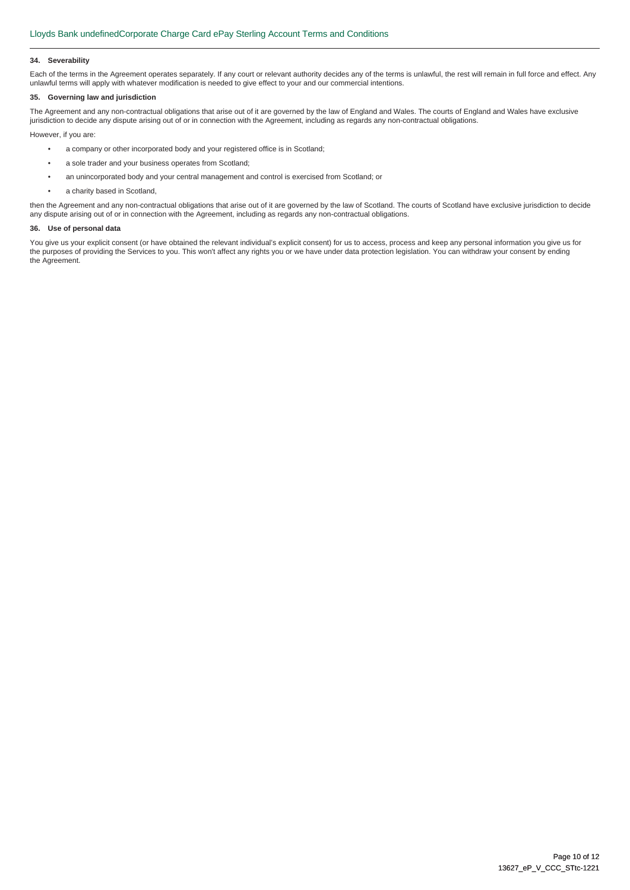### 34. Severability

Each of the terms in the Agreement operates separately. If any court or relevant authority decides any of the terms is unlawful, the rest will remain in full force and effect. Any unlawful terms will apply with whatever modification is needed to give effect to your and our commercial intentions.

### 35. Governing law and jurisdiction

The Agreement and any non-contractual obligations that arise out of it are governed by the law of England and Wales. The courts of England and Wales have exclusive jurisdiction to decide any dispute arising out of or in connection with the Agreement, including as regards any non-contractual obligations.

However, if you are:

- a company or other incorporated body and your registered office is in Scotland;
- a sole trader and your business operates from Scotland;
- an unincorporated body and your central management and control is exercised from Scotland; or
- a charity based in Scotland,

then the Agreement and any non-contractual obligations that arise out of it are governed by the law of Scotland. The courts of Scotland have exclusive jurisdiction to decide any dispute arising out of or in connection with the Agreement, including as regards any non-contractual obligations.

### 36. Use of personal data

You give us your explicit consent (or have obtained the relevant individual's explicit consent) for us to access, process and keep any personal information you give us for the purposes of providing the Services to you. This won't affect any rights you or we have under data protection legislation. You can withdraw your consent by ending the Agreement.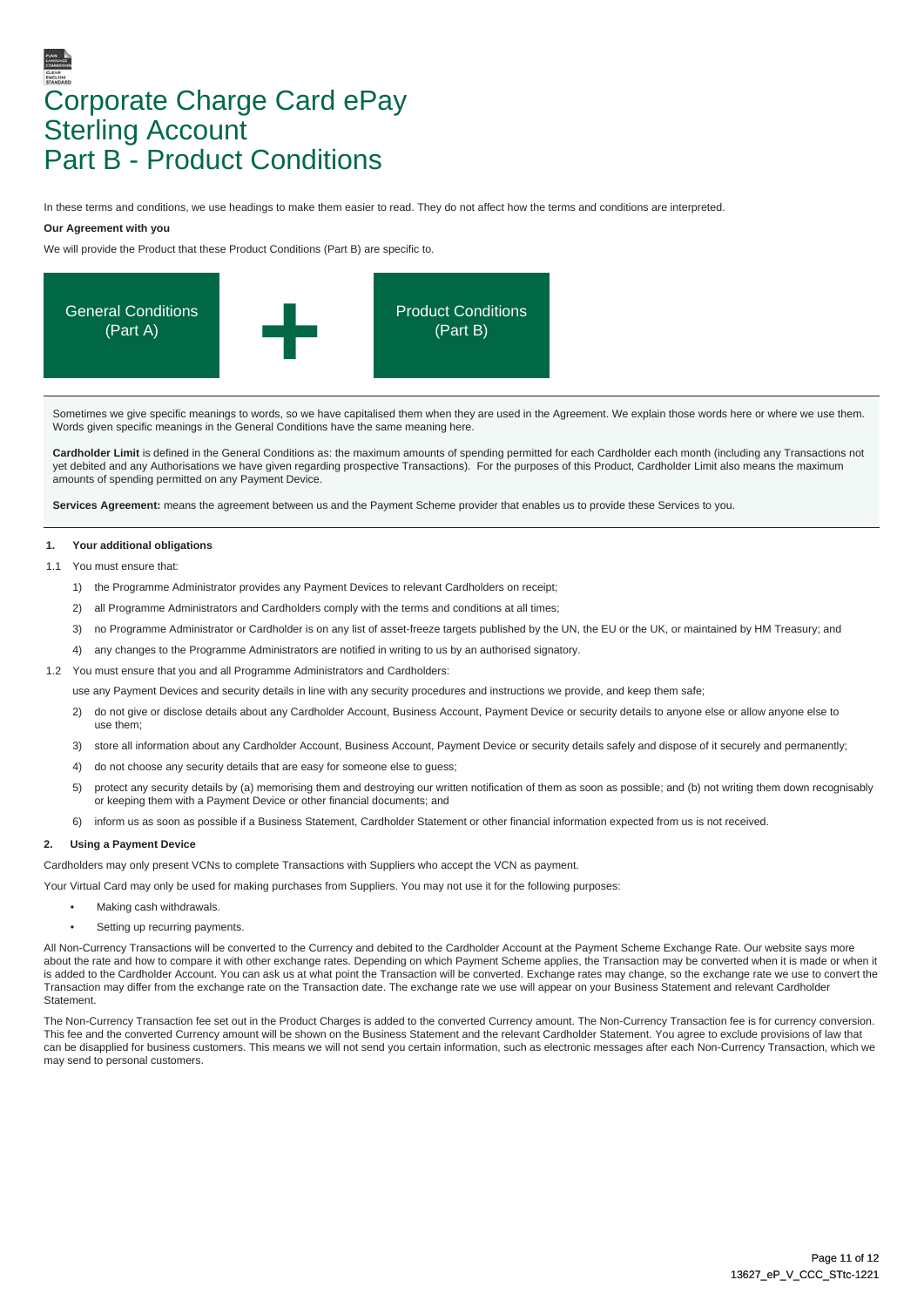# Corporate Charge Card ePay Sterling Account Part B - Product Conditions

In these terms and conditions, we use headings to make them easier to read. They do not affect how the terms and conditions are interpreted.

**Our Agreement with you**

We will provide the Product that these Product Conditions (Part B) are specific to.

General Conditions (Part A) + Product Conditions (Part B)

Sometimes we give specific meanings to words, so we have capitalised them when they are used in the Agreement. We explain those words here or where we use them. Words given specific meanings in the General Conditions have the same meaning here.

**Cardholder Limit** is defined in the General Conditions as: the maximum amounts of spending permitted for each Cardholder each month (including any Transactions not yet debited and any Authorisations we have given regarding prospective Transactions). For the purposes of this Product, Cardholder Limit also means the maximum amounts of spending permitted on any Payment Device.

**Services Agreement:** means the agreement between us and the Payment Scheme provider that enables us to provide these Services to you.

**1. Your additional obligations**

1.1 You must ensure that:

1) the Programme Administrator provides any Payment Devices to relevant Cardholders on receipt;

2) all Programme Administrators and Cardholders comply with the terms and conditions at all times;

3) no Programme Administrator or Cardholder is on any list of asset-freeze targets published by the UN, the EU or the UK, or maintained by HM Treasury; and

4) any changes to the Programme Administrators are notified in writing to us by an authorised signatory.

1.2 You must ensure that you and all Programme Administrators and Cardholders:

use any Payment Devices and security details in line with any security procedures and instructions we provide, and keep them safe;

2) do not give or disclose details about any Cardholder Account, Business Account, Payment Device or security details to anyone else or allow anyone else to use them;

3) store all information about any Cardholder Account, Business Account, Payment Device or security details safely and dispose of it securely and permanently;

4) do not choose any security details that are easy for someone else to guess;

5) protect any security details by (a) memorising them and destroying our written notification of them as soon as possible; and (b) not writing them down recognisably or keeping them with a Payment Device or other financial documents; and

6) inform us as soon as possible if a Business Statement, Cardholder Statement or other financial information expected from us is not received.

**2. Using a Payment Device**

Cardholders may only present VCNs to complete Transactions with Suppliers who accept the VCN as payment.

Your Virtual Card may only be used for making purchases from Suppliers. You may not use it for the following purposes:

- Making cash withdrawals.
- Setting up recurring payments.

All Non-Currency Transactions will be converted to the Currency and debited to the Cardholder Account at the Payment Scheme Exchange Rate. Our website says more about the rate and how to compare it with other exchange rates. Depending on which Payment Scheme applies, the Transaction may be converted when it is made or when it is added to the Cardholder Account. You can ask us at what point the Transaction will be converted. Exchange rates may change, so the exchange rate we use to convert the Transaction may differ from the exchange rate on the Transaction date. The exchange rate we use will appear on your Business Statement and relevant Cardholder Statement.

The Non-Currency Transaction fee set out in the Product Charges is added to the converted Currency amount. The Non-Currency Transaction fee is for currency conversion. This fee and the converted Currency amount will be shown on the Business Statement and the relevant Cardholder Statement. You agree to exclude provisions of law that can be disapplied for business customers. This means we will not send you certain information, such as electronic messages after each Non-Currency Transaction, which we may send to personal customers.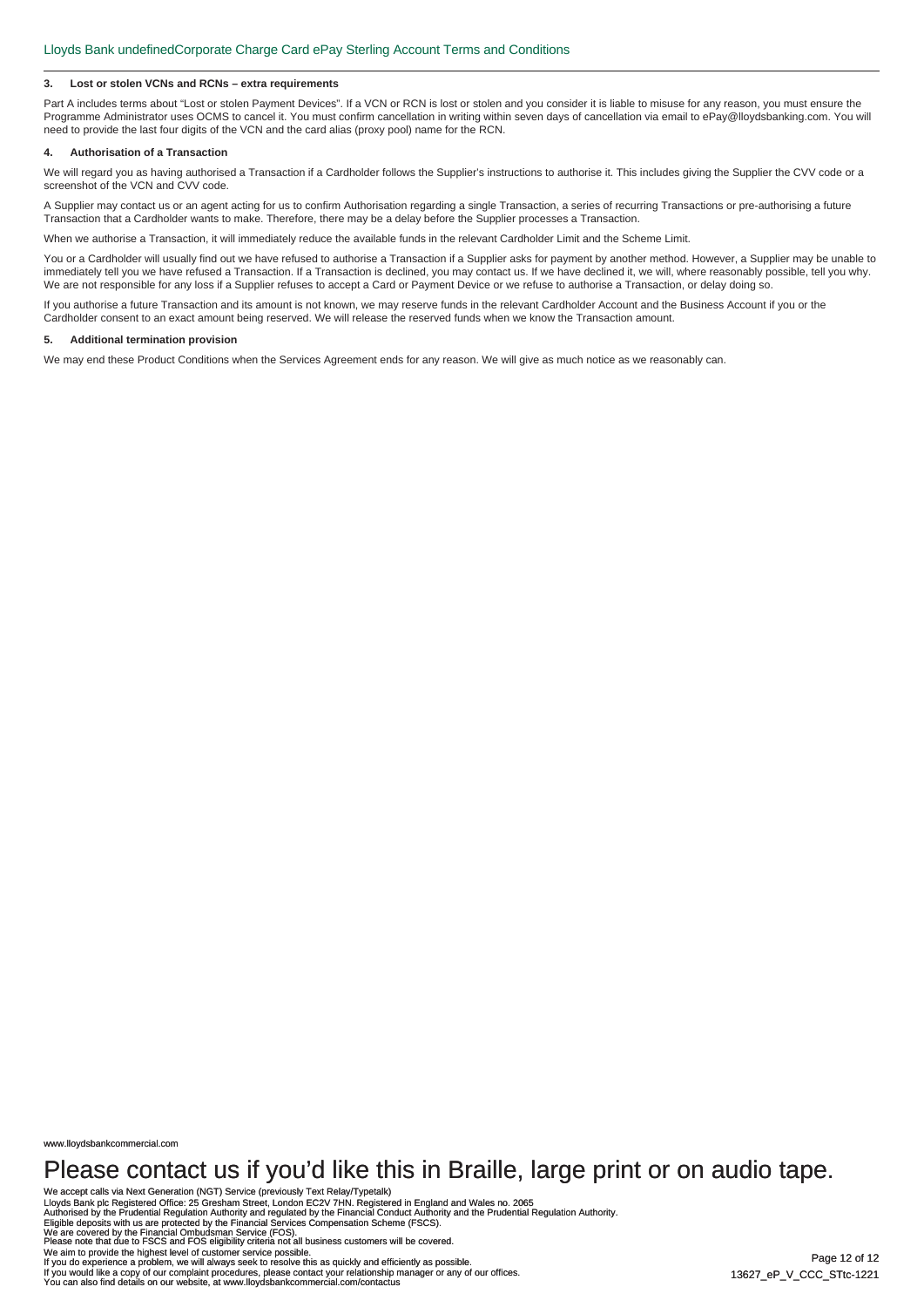### 3. Lost or stolen VCNs and RCNs – extra requirements

Part A includes terms about "Lost or stolen Payment Devices". If a VCN or RCN is lost or stolen and you consider it is liable to misuse for any reason, you must ensure the Programme Administrator uses OCMS to cancel it. You must confirm cancellation in writing within seven days of cancellation via email to ePay@lloydsbanking.com. You will need to provide the last four digits of the VCN and the card alias (proxy pool) name for the RCN.

### 4. Authorisation of a Transaction

We will regard you as having authorised a Transaction if a Cardholder follows the Supplier's instructions to authorise it. This includes giving the Supplier the CVV code or a screenshot of the VCN and CVV code.

A Supplier may contact us or an agent acting for us to confirm Authorisation regarding a single Transaction, a series of recurring Transactions or pre-authorising a future Transaction that a Cardholder wants to make. Therefore, there may be a delay before the Supplier processes a Transaction.

When we authorise a Transaction, it will immediately reduce the available funds in the relevant Cardholder Limit and the Scheme Limit.

You or a Cardholder will usually find out we have refused to authorise a Transaction if a Supplier asks for payment by another method. However, a Supplier may be unable to immediately tell you we have refused a Transaction. If a Transaction is declined, you may contact us. If we have declined it, we will, where reasonably possible, tell you why. We are not responsible for any loss if a Supplier refuses to accept a Card or Payment Device or we refuse to authorise a Transaction, or delay doing so.

If you authorise a future Transaction and its amount is not known, we may reserve funds in the relevant Cardholder Account and the Business Account if you or the Cardholder consent to an exact amount being reserved. We will release the reserved funds when we know the Transaction amount.

### 5. Additional termination provision

We may end these Product Conditions when the Services Agreement ends for any reason. We will give as much notice as we reasonably can.

www.lloydsbankcommercial.com

# Please contact us if you'd like this in Braille, large print or on audio tape.

We accept calls via Next Generation (NGT) Service (previously Text Relay/Typetalk)
Lloyds Bank plc Registered Office: 25 Gresham Street, London EC2V 7HN. Registered in England and Wales no. 2065
Authorised by the Prudential Regulation Authority and regulated by the Financial Conduct Authority and the Prudential Regulation Authority.
Eligible deposits with us are protected by the Financial Services Compensation Scheme (FSCS).
We are covered by the Financial Ombudsman Service (FOS).
Please note that due to FSCS and FOS eligibility criteria not all business customers will be covered.
We aim to provide the highest level of customer service possible.
If you do experience a problem, we will always seek to resolve this as quickly and efficiently as possible.
If you would like a copy of our complaint procedures, please contact your relationship manager or any of our offices.
You can also find details on our website, at www.lloydsbankcommercial.com/contactus

13627_eP_V_CCC_STtc-1221